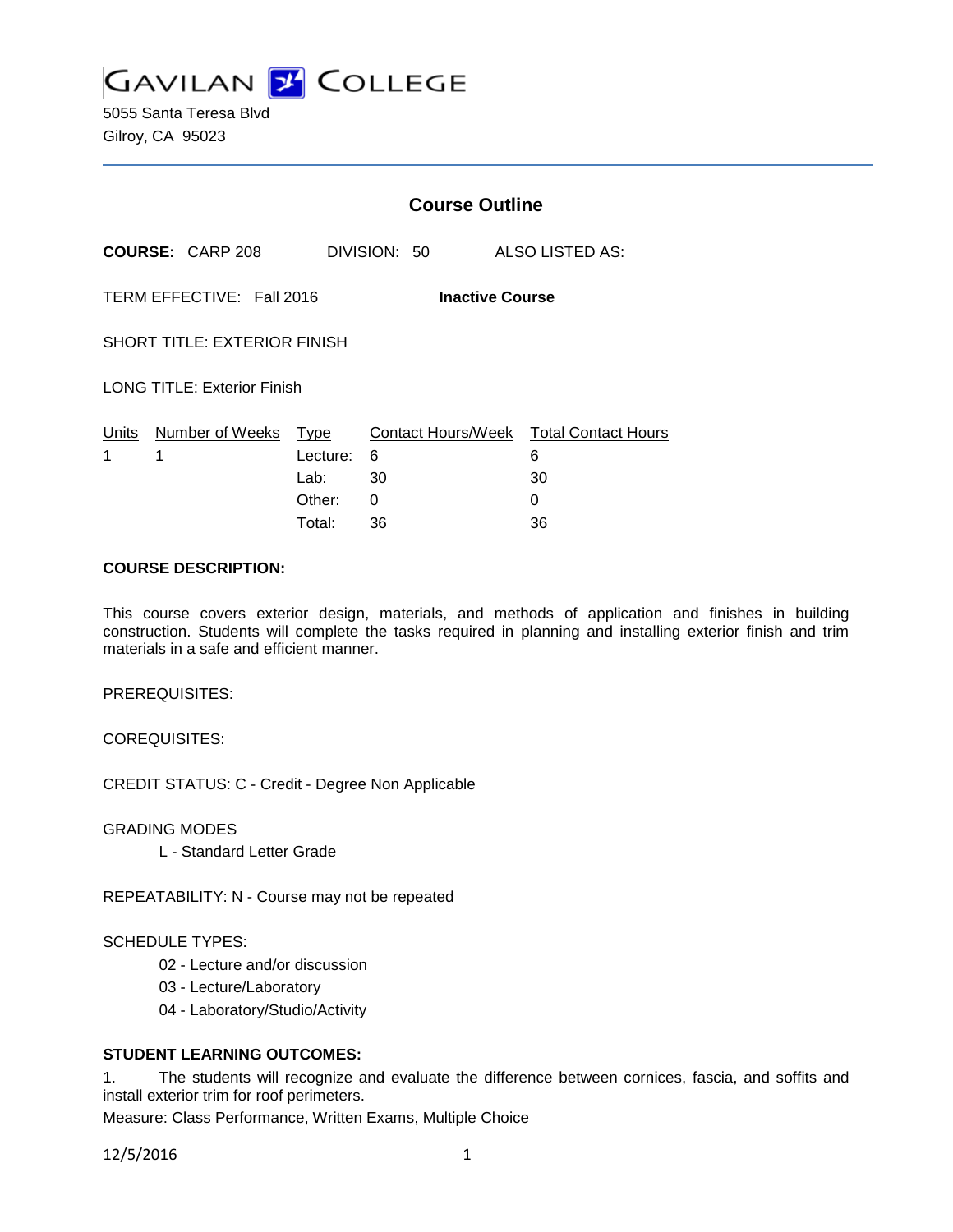# GAVILAN COLLEGE

5055 Santa Teresa Blvd
Gilroy, CA 95023

## Course Outline

**COURSE:** CARP 208 DIVISION: 50 ALSO LISTED AS:

TERM EFFECTIVE: Fall 2016 **Inactive Course**

SHORT TITLE: EXTERIOR FINISH

LONG TITLE: Exterior Finish

| Units | Number of Weeks | Type | Contact Hours/Week | Total Contact Hours |
|---|---|---|---|---|
| 1 | 1 | Lecture: | 6 | 6 |
| | | Lab: | 30 | 30 |
| | | Other: | 0 | 0 |
| | | Total: | 36 | 36 |

**COURSE DESCRIPTION:**

This course covers exterior design, materials, and methods of application and finishes in building construction. Students will complete the tasks required in planning and installing exterior finish and trim materials in a safe and efficient manner.

PREREQUISITES:

COREQUISITES:

CREDIT STATUS: C - Credit - Degree Non Applicable

GRADING MODES

L - Standard Letter Grade

REPEATABILITY: N - Course may not be repeated

SCHEDULE TYPES:

02 - Lecture and/or discussion
03 - Lecture/Laboratory
04 - Laboratory/Studio/Activity

**STUDENT LEARNING OUTCOMES:**

1. The students will recognize and evaluate the difference between cornices, fascia, and soffits and install exterior trim for roof perimeters.

Measure: Class Performance, Written Exams, Multiple Choice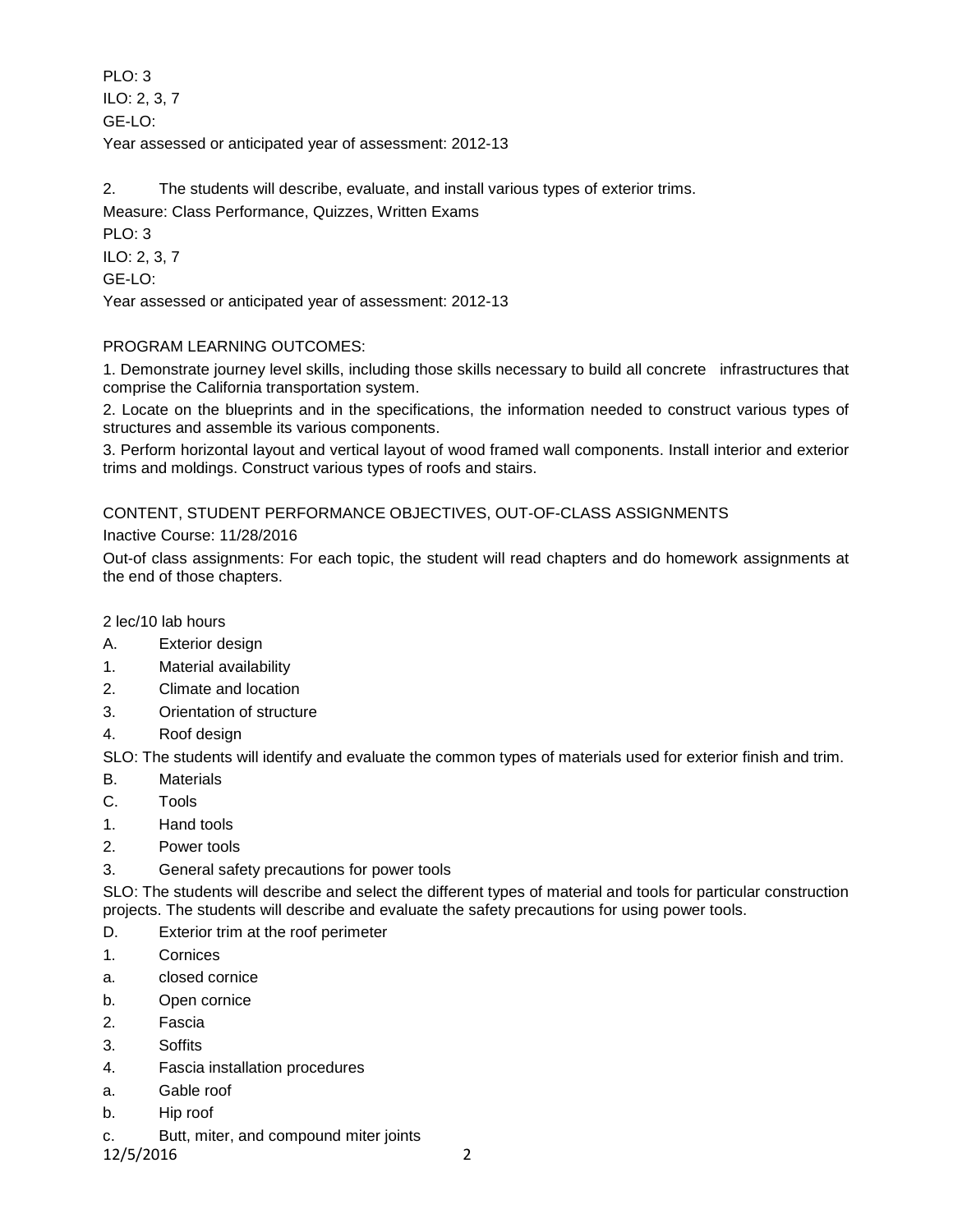PLO: 3

ILO: 2, 3, 7

GE-LO:

Year assessed or anticipated year of assessment: 2012-13

2. The students will describe, evaluate, and install various types of exterior trims.

Measure: Class Performance, Quizzes, Written Exams

PLO: 3

ILO: 2, 3, 7

GE-LO:

Year assessed or anticipated year of assessment: 2012-13

PROGRAM LEARNING OUTCOMES:

1. Demonstrate journey level skills, including those skills necessary to build all concrete infrastructures that comprise the California transportation system.

2. Locate on the blueprints and in the specifications, the information needed to construct various types of structures and assemble its various components.

3. Perform horizontal layout and vertical layout of wood framed wall components. Install interior and exterior trims and moldings. Construct various types of roofs and stairs.

CONTENT, STUDENT PERFORMANCE OBJECTIVES, OUT-OF-CLASS ASSIGNMENTS

Inactive Course: 11/28/2016

Out-of class assignments: For each topic, the student will read chapters and do homework assignments at the end of those chapters.

2 lec/10 lab hours

A. Exterior design

1. Material availability

2. Climate and location

3. Orientation of structure

4. Roof design

SLO: The students will identify and evaluate the common types of materials used for exterior finish and trim.

B. Materials

C. Tools

1. Hand tools

2. Power tools

3. General safety precautions for power tools

SLO: The students will describe and select the different types of material and tools for particular construction projects. The students will describe and evaluate the safety precautions for using power tools.

D. Exterior trim at the roof perimeter

1. Cornices

a. closed cornice

b. Open cornice

2. Fascia

3. Soffits

4. Fascia installation procedures

a. Gable roof

b. Hip roof

c. Butt, miter, and compound miter joints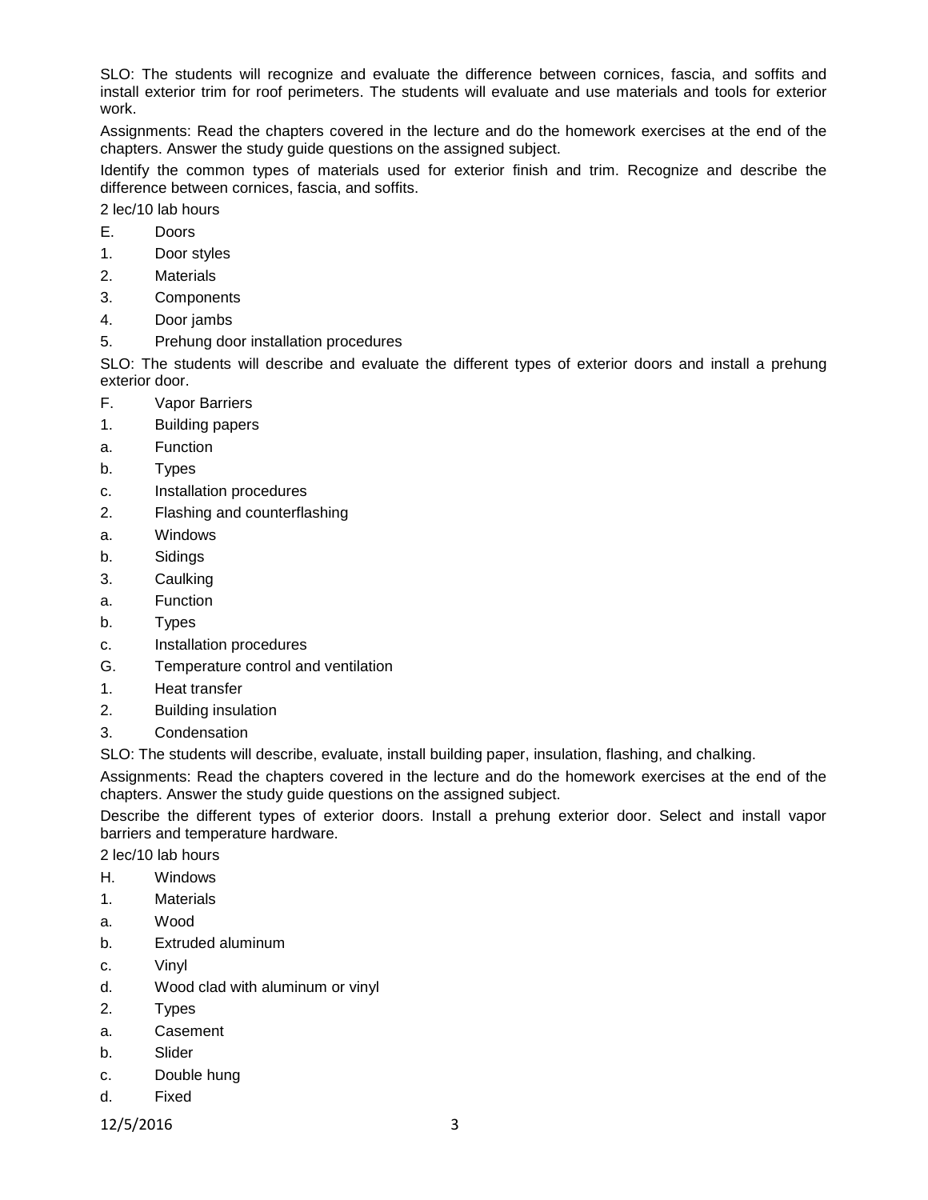SLO: The students will recognize and evaluate the difference between cornices, fascia, and soffits and install exterior trim for roof perimeters. The students will evaluate and use materials and tools for exterior work.

Assignments: Read the chapters covered in the lecture and do the homework exercises at the end of the chapters. Answer the study guide questions on the assigned subject.

Identify the common types of materials used for exterior finish and trim. Recognize and describe the difference between cornices, fascia, and soffits.

2 lec/10 lab hours

E. Doors

1. Door styles
2. Materials
3. Components
4. Door jambs
5. Prehung door installation procedures

SLO: The students will describe and evaluate the different types of exterior doors and install a prehung exterior door.

F. Vapor Barriers

1. Building papers
   a. Function
   b. Types
   c. Installation procedures
2. Flashing and counterflashing
   a. Windows
   b. Sidings
3. Caulking
   a. Function
   b. Types
   c. Installation procedures

G. Temperature control and ventilation

1. Heat transfer
2. Building insulation
3. Condensation

SLO: The students will describe, evaluate, install building paper, insulation, flashing, and chalking.

Assignments: Read the chapters covered in the lecture and do the homework exercises at the end of the chapters. Answer the study guide questions on the assigned subject.

Describe the different types of exterior doors. Install a prehung exterior door. Select and install vapor barriers and temperature hardware.

2 lec/10 lab hours

H. Windows

1. Materials
   a. Wood
   b. Extruded aluminum
   c. Vinyl
   d. Wood clad with aluminum or vinyl
2. Types
   a. Casement
   b. Slider
   c. Double hung
   d. Fixed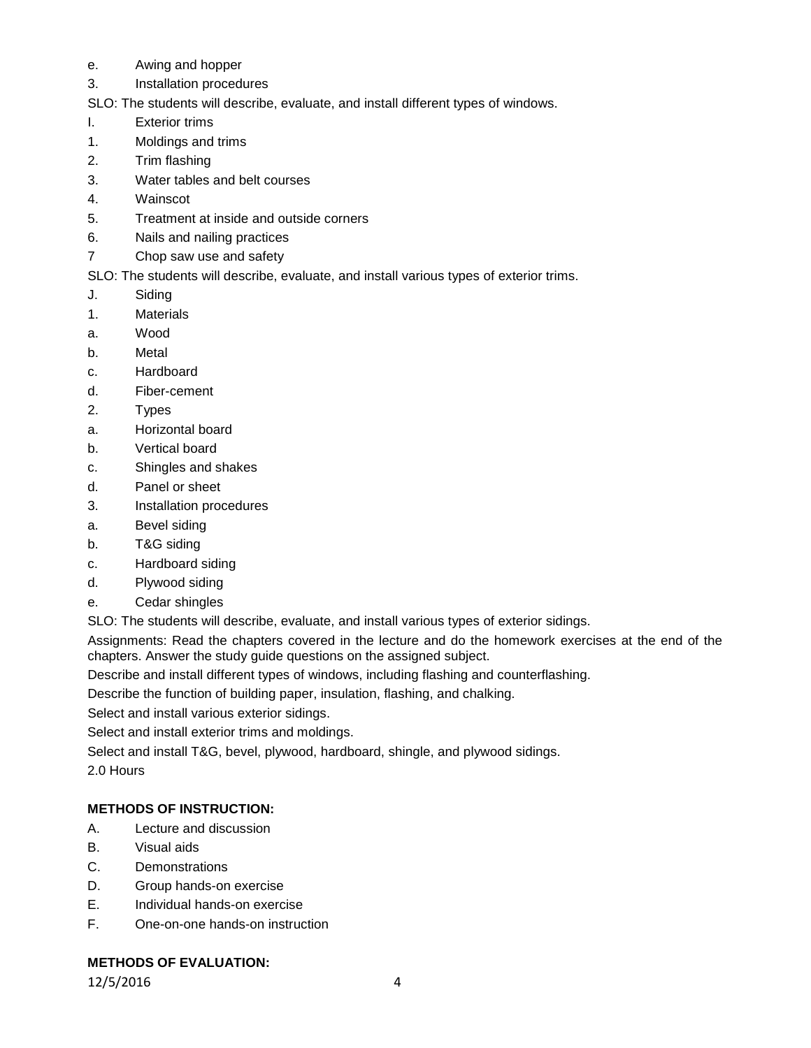e. Awing and hopper

3. Installation procedures

SLO: The students will describe, evaluate, and install different types of windows.

I. Exterior trims

1. Moldings and trims
2. Trim flashing
3. Water tables and belt courses
4. Wainscot
5. Treatment at inside and outside corners
6. Nails and nailing practices

7 Chop saw use and safety

SLO: The students will describe, evaluate, and install various types of exterior trims.

J. Siding

1. Materials

a. Wood

b. Metal

c. Hardboard

d. Fiber-cement

2. Types

a. Horizontal board

b. Vertical board

c. Shingles and shakes

d. Panel or sheet

3. Installation procedures

a. Bevel siding

b. T&G siding

c. Hardboard siding

d. Plywood siding

e. Cedar shingles

SLO: The students will describe, evaluate, and install various types of exterior sidings.

Assignments: Read the chapters covered in the lecture and do the homework exercises at the end of the chapters. Answer the study guide questions on the assigned subject.

Describe and install different types of windows, including flashing and counterflashing.

Describe the function of building paper, insulation, flashing, and chalking.

Select and install various exterior sidings.

Select and install exterior trims and moldings.

Select and install T&G, bevel, plywood, hardboard, shingle, and plywood sidings.

2.0 Hours

**METHODS OF INSTRUCTION:**

A. Lecture and discussion

B. Visual aids

C. Demonstrations

D. Group hands-on exercise

E. Individual hands-on exercise

F. One-on-one hands-on instruction

**METHODS OF EVALUATION:**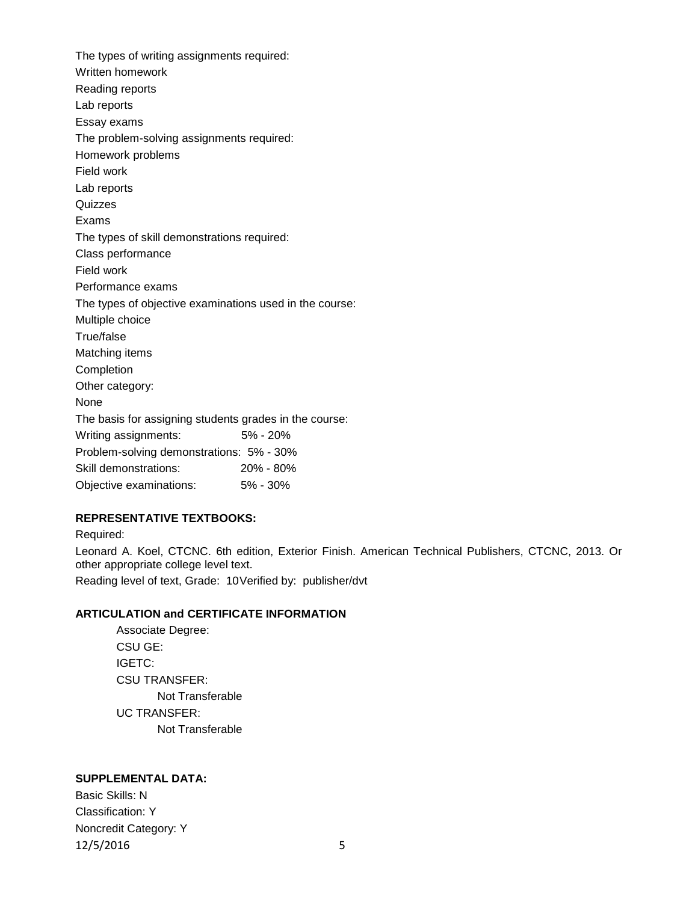The types of writing assignments required:
Written homework
Reading reports
Lab reports
Essay exams
The problem-solving assignments required:
Homework problems
Field work
Lab reports
Quizzes
Exams
The types of skill demonstrations required:
Class performance
Field work
Performance exams
The types of objective examinations used in the course:
Multiple choice
True/false
Matching items
Completion
Other category:
None
The basis for assigning students grades in the course:
Writing assignments: 5% - 20%
Problem-solving demonstrations: 5% - 30%
Skill demonstrations: 20% - 80%
Objective examinations: 5% - 30%

**REPRESENTATIVE TEXTBOOKS:**

Required:
Leonard A. Koel, CTCNC. 6th edition, Exterior Finish. American Technical Publishers, CTCNC, 2013. Or other appropriate college level text.
Reading level of text, Grade: 10 Verified by: publisher/dvt

**ARTICULATION and CERTIFICATE INFORMATION**

Associate Degree:
CSU GE:
IGETC:
CSU TRANSFER:
Not Transferable
UC TRANSFER:
Not Transferable

**SUPPLEMENTAL DATA:**

Basic Skills: N
Classification: Y
Noncredit Category: Y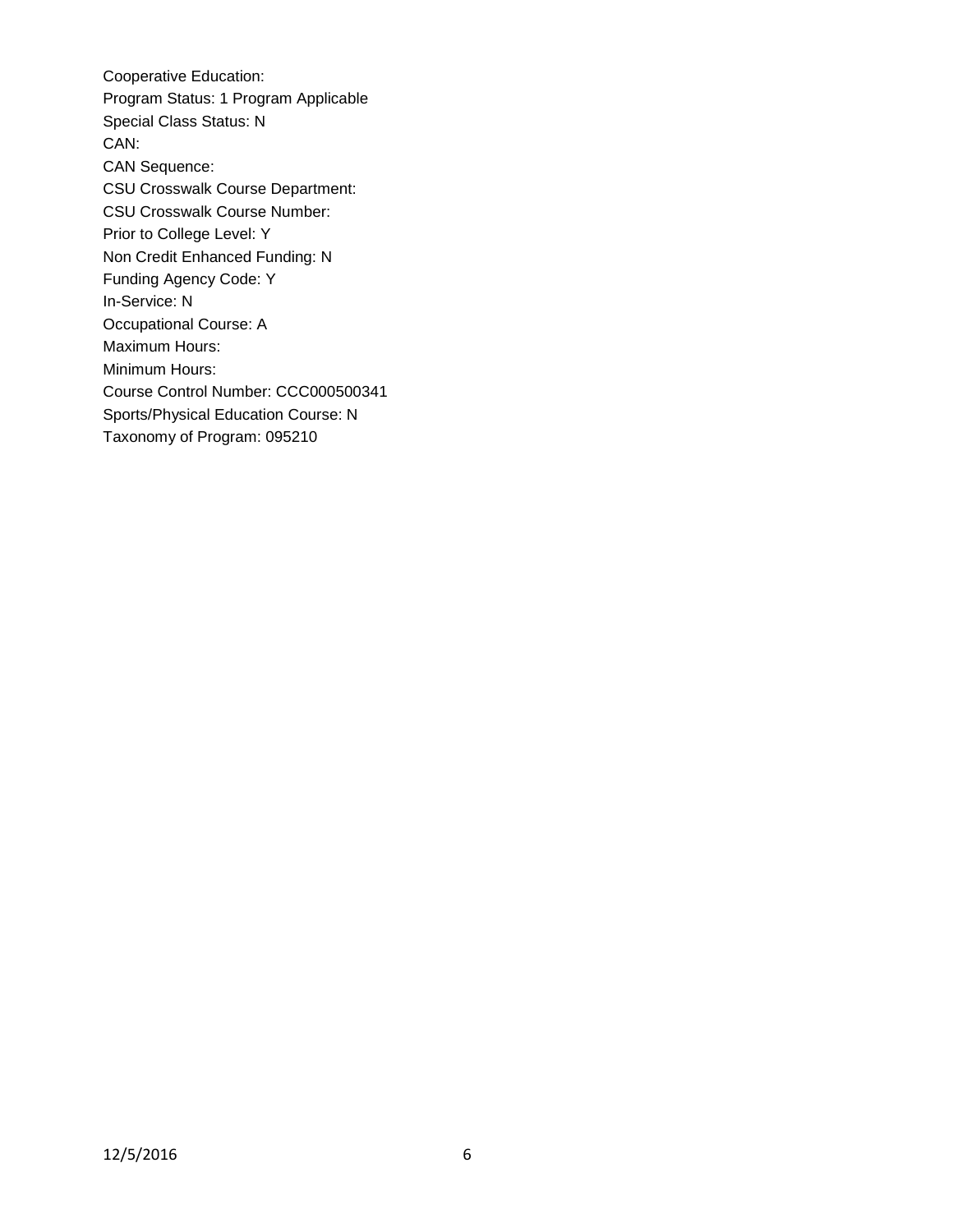Cooperative Education:
Program Status: 1 Program Applicable
Special Class Status: N
CAN:
CAN Sequence:
CSU Crosswalk Course Department:
CSU Crosswalk Course Number:
Prior to College Level: Y
Non Credit Enhanced Funding: N
Funding Agency Code: Y
In-Service: N
Occupational Course: A
Maximum Hours:
Minimum Hours:
Course Control Number: CCC000500341
Sports/Physical Education Course: N
Taxonomy of Program: 095210